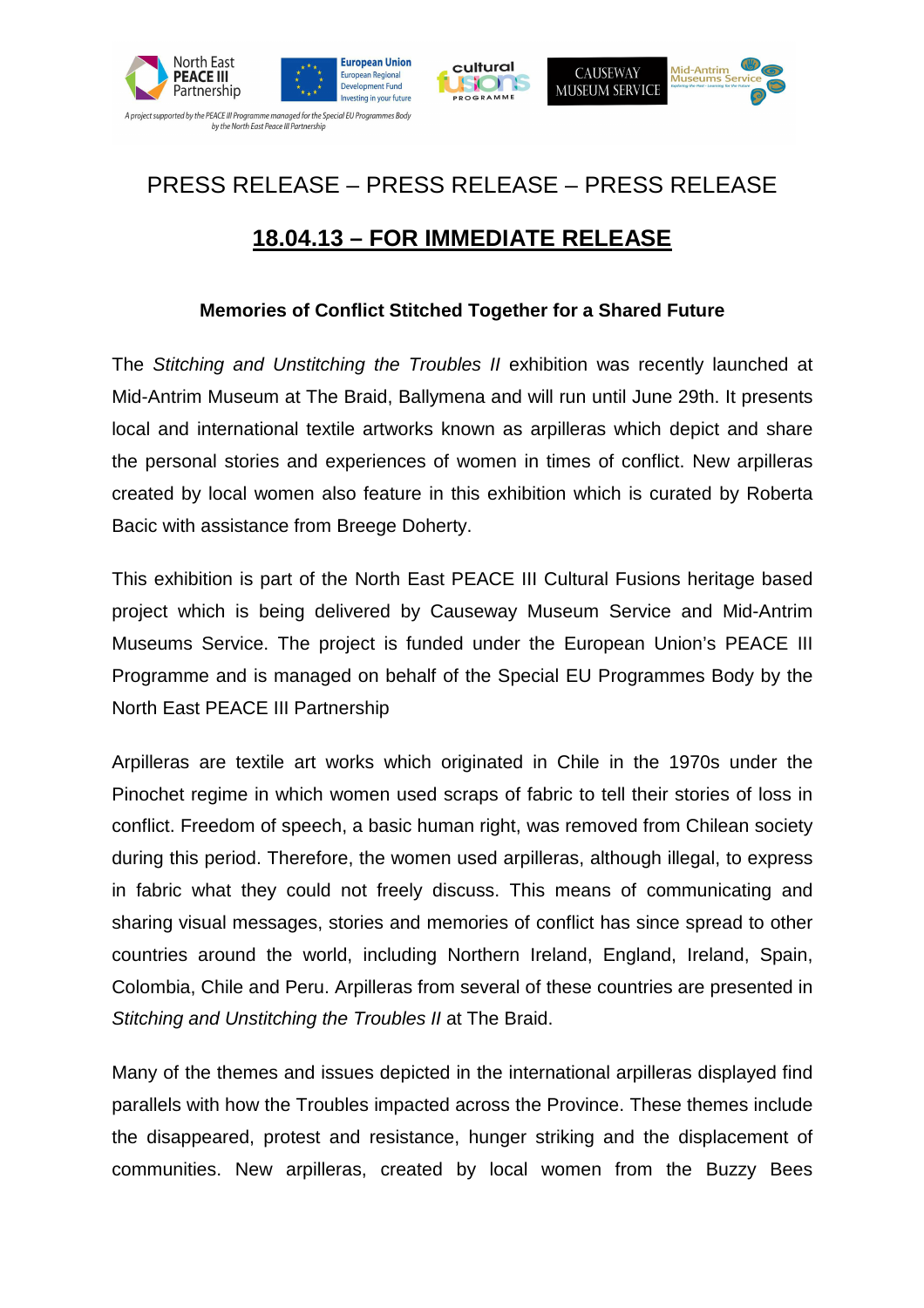PRESS RELEASE – PRESS RELEASE – PRESS RELEASE

**18.04.13 – FOR IMMEDIATE RELEASE**

**Memories of Conflict Stitched Together for a Shared Future**

The *Stitching and Unstitching the Troubles II* exhibition was recently launched at Mid-Antrim Museum at The Braid, Ballymena and will run until June 29th. It presents local and international textile artworks known as arpilleras which depict and share the personal stories and experiences of women in times of conflict. New arpilleras created by local women also feature in this exhibition which is curated by Roberta Bacic with assistance from Breege Doherty.

This exhibition is part of the North East PEACE III Cultural Fusions heritage based project which is being delivered by Causeway Museum Service and Mid-Antrim Museums Service. The project is funded under the European Union's PEACE III Programme and is managed on behalf of the Special EU Programmes Body by the North East PEACE III Partnership

Arpilleras are textile art works which originated in Chile in the 1970s under the Pinochet regime in which women used scraps of fabric to tell their stories of loss in conflict. Freedom of speech, a basic human right, was removed from Chilean society during this period. Therefore, the women used arpilleras, although illegal, to express in fabric what they could not freely discuss. This means of communicating and sharing visual messages, stories and memories of conflict has since spread to other countries around the world, including Northern Ireland, England, Ireland, Spain, Colombia, Chile and Peru. Arpilleras from several of these countries are presented in *Stitching and Unstitching the Troubles II* at The Braid.

Many of the themes and issues depicted in the international arpilleras displayed find parallels with how the Troubles impacted across the Province. These themes include the disappeared, protest and resistance, hunger striking and the displacement of communities. New arpilleras, created by local women from the Buzzy Bees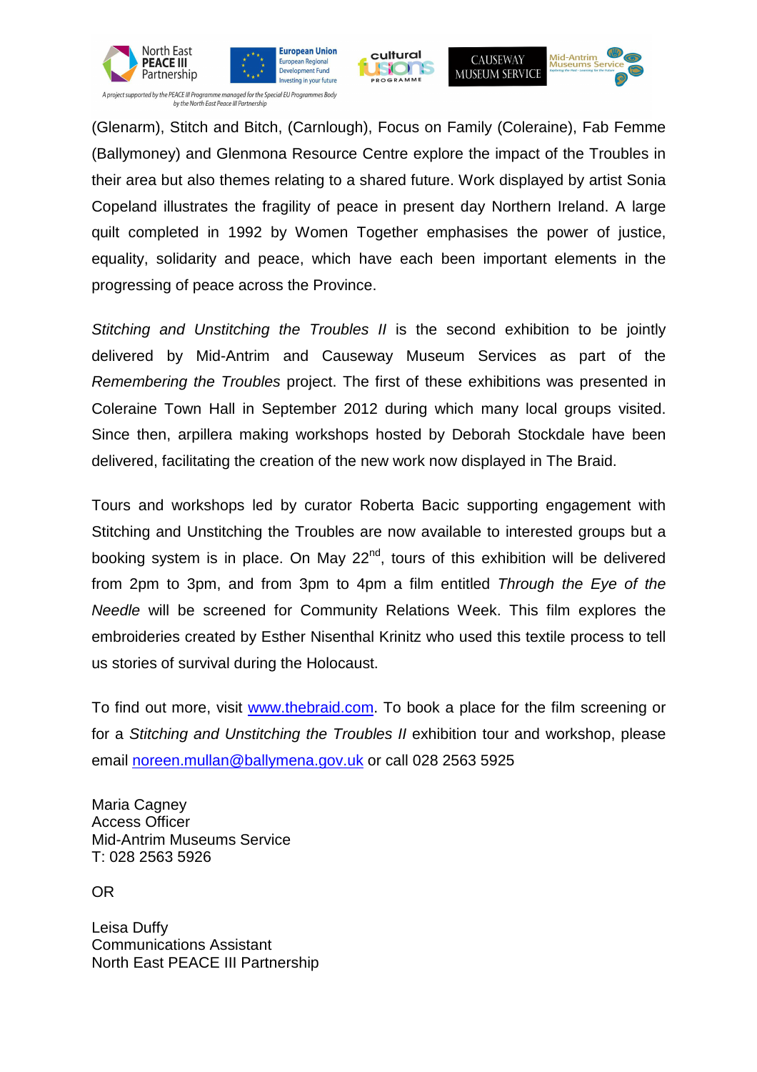(Glenarm), Stitch and Bitch, (Carnlough), Focus on Family (Coleraine), Fab Femme (Ballymoney) and Glenmona Resource Centre explore the impact of the Troubles in their area but also themes relating to a shared future. Work displayed by artist Sonia Copeland illustrates the fragility of peace in present day Northern Ireland. A large quilt completed in 1992 by Women Together emphasises the power of justice, equality, solidarity and peace, which have each been important elements in the progressing of peace across the Province.

*Stitching and Unstitching the Troubles II* is the second exhibition to be jointly delivered by Mid-Antrim and Causeway Museum Services as part of the *Remembering the Troubles* project. The first of these exhibitions was presented in Coleraine Town Hall in September 2012 during which many local groups visited. Since then, arpillera making workshops hosted by Deborah Stockdale have been delivered, facilitating the creation of the new work now displayed in The Braid.

Tours and workshops led by curator Roberta Bacic supporting engagement with Stitching and Unstitching the Troubles are now available to interested groups but a booking system is in place. On May 22nd, tours of this exhibition will be delivered from 2pm to 3pm, and from 3pm to 4pm a film entitled *Through the Eye of the Needle* will be screened for Community Relations Week. This film explores the embroideries created by Esther Nisenthal Krinitz who used this textile process to tell us stories of survival during the Holocaust.

To find out more, visit www.thebraid.com. To book a place for the film screening or for a *Stitching and Unstitching the Troubles II* exhibition tour and workshop, please email noreen.mullan@ballymena.gov.uk or call 028 2563 5925

Maria Cagney
Access Officer
Mid-Antrim Museums Service
T: 028 2563 5926

OR

Leisa Duffy
Communications Assistant
North East PEACE III Partnership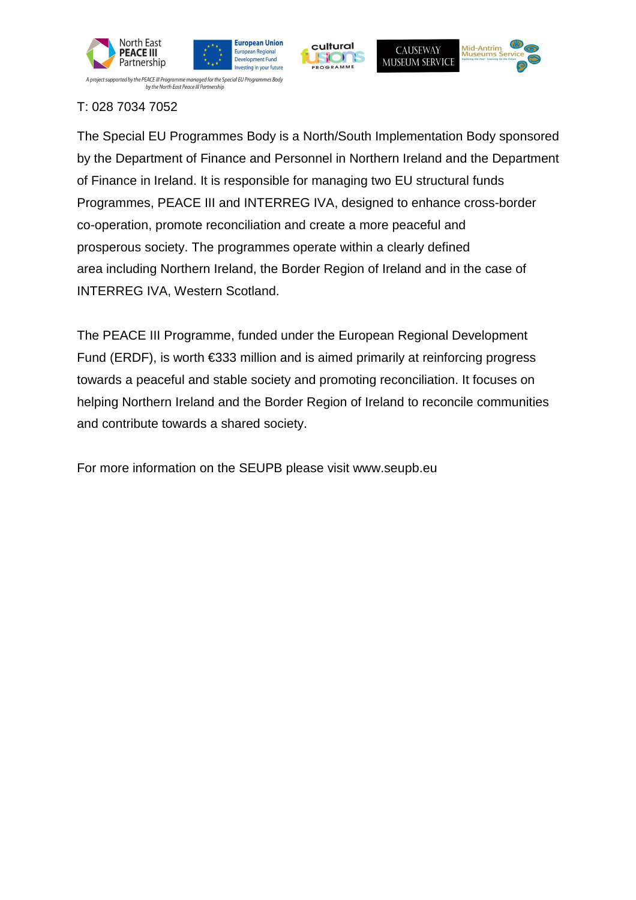A project supported by the PEACE III Programme managed for the Special EU Programmes Body by the North East Peace III Partnership

T: 028 7034 7052

The Special EU Programmes Body is a North/South Implementation Body sponsored by the Department of Finance and Personnel in Northern Ireland and the Department of Finance in Ireland. It is responsible for managing two EU structural funds Programmes, PEACE III and INTERREG IVA, designed to enhance cross-border co-operation, promote reconciliation and create a more peaceful and prosperous society. The programmes operate within a clearly defined area including Northern Ireland, the Border Region of Ireland and in the case of INTERREG IVA, Western Scotland.

The PEACE III Programme, funded under the European Regional Development Fund (ERDF), is worth €333 million and is aimed primarily at reinforcing progress towards a peaceful and stable society and promoting reconciliation. It focuses on helping Northern Ireland and the Border Region of Ireland to reconcile communities and contribute towards a shared society.

For more information on the SEUPB please visit www.seupb.eu